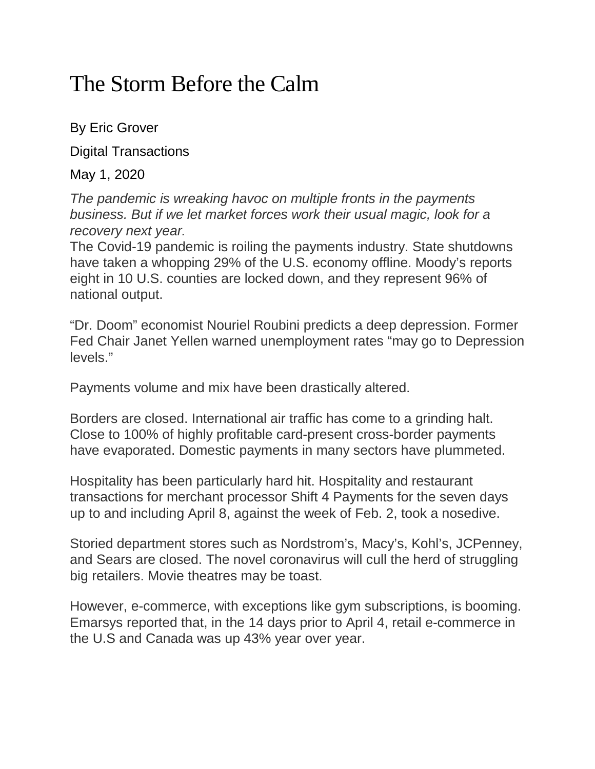# The Storm Before the Calm

By Eric Grover

Digital Transactions

May 1, 2020

*The pandemic is wreaking havoc on multiple fronts in the payments business. But if we let market forces work their usual magic, look for a recovery next year.*

The Covid-19 pandemic is roiling the payments industry. State shutdowns have taken a whopping 29% of the U.S. economy offline. Moody's reports eight in 10 U.S. counties are locked down, and they represent 96% of national output.

"Dr. Doom" economist Nouriel Roubini predicts a deep depression. Former Fed Chair Janet Yellen warned unemployment rates "may go to Depression levels."

Payments volume and mix have been drastically altered.

Borders are closed. International air traffic has come to a grinding halt. Close to 100% of highly profitable card-present cross-border payments have evaporated. Domestic payments in many sectors have plummeted.

Hospitality has been particularly hard hit. Hospitality and restaurant transactions for merchant processor Shift 4 Payments for the seven days up to and including April 8, against the week of Feb. 2, took a nosedive.

Storied department stores such as Nordstrom's, Macy's, Kohl's, JCPenney, and Sears are closed. The novel coronavirus will cull the herd of struggling big retailers. Movie theatres may be toast.

However, e-commerce, with exceptions like gym subscriptions, is booming. Emarsys reported that, in the 14 days prior to April 4, retail e-commerce in the U.S and Canada was up 43% year over year.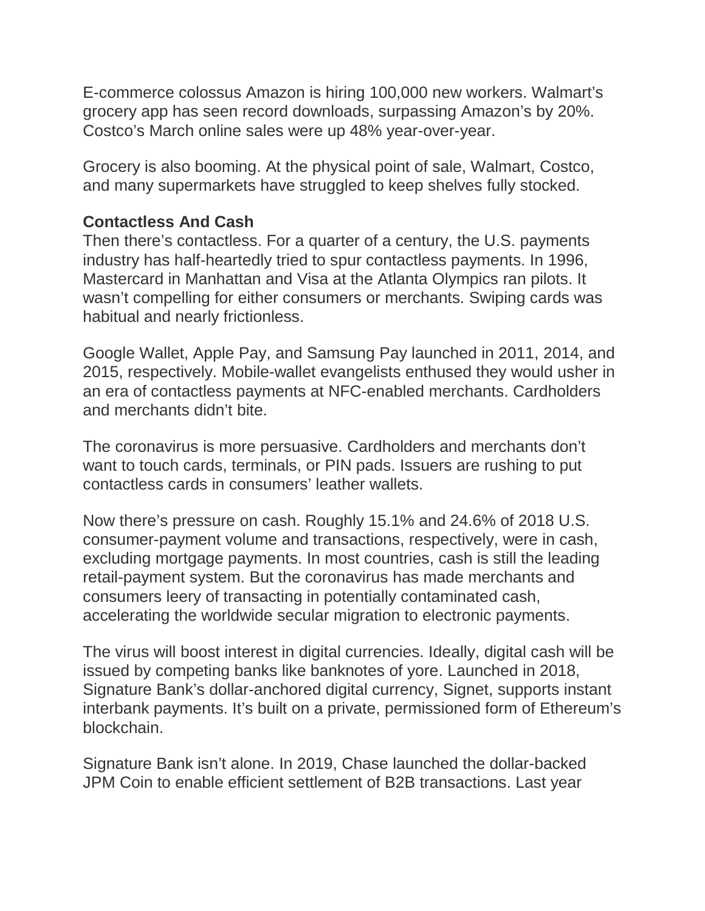E-commerce colossus Amazon is hiring 100,000 new workers. Walmart's grocery app has seen record downloads, surpassing Amazon's by 20%. Costco's March online sales were up 48% year-over-year.

Grocery is also booming. At the physical point of sale, Walmart, Costco, and many supermarkets have struggled to keep shelves fully stocked.

**Contactless And Cash**

Then there's contactless. For a quarter of a century, the U.S. payments industry has half-heartedly tried to spur contactless payments. In 1996, Mastercard in Manhattan and Visa at the Atlanta Olympics ran pilots. It wasn't compelling for either consumers or merchants. Swiping cards was habitual and nearly frictionless.

Google Wallet, Apple Pay, and Samsung Pay launched in 2011, 2014, and 2015, respectively. Mobile-wallet evangelists enthused they would usher in an era of contactless payments at NFC-enabled merchants. Cardholders and merchants didn't bite.

The coronavirus is more persuasive. Cardholders and merchants don't want to touch cards, terminals, or PIN pads. Issuers are rushing to put contactless cards in consumers' leather wallets.

Now there's pressure on cash. Roughly 15.1% and 24.6% of 2018 U.S. consumer-payment volume and transactions, respectively, were in cash, excluding mortgage payments. In most countries, cash is still the leading retail-payment system. But the coronavirus has made merchants and consumers leery of transacting in potentially contaminated cash, accelerating the worldwide secular migration to electronic payments.

The virus will boost interest in digital currencies. Ideally, digital cash will be issued by competing banks like banknotes of yore. Launched in 2018, Signature Bank's dollar-anchored digital currency, Signet, supports instant interbank payments. It's built on a private, permissioned form of Ethereum's blockchain.

Signature Bank isn't alone. In 2019, Chase launched the dollar-backed JPM Coin to enable efficient settlement of B2B transactions. Last year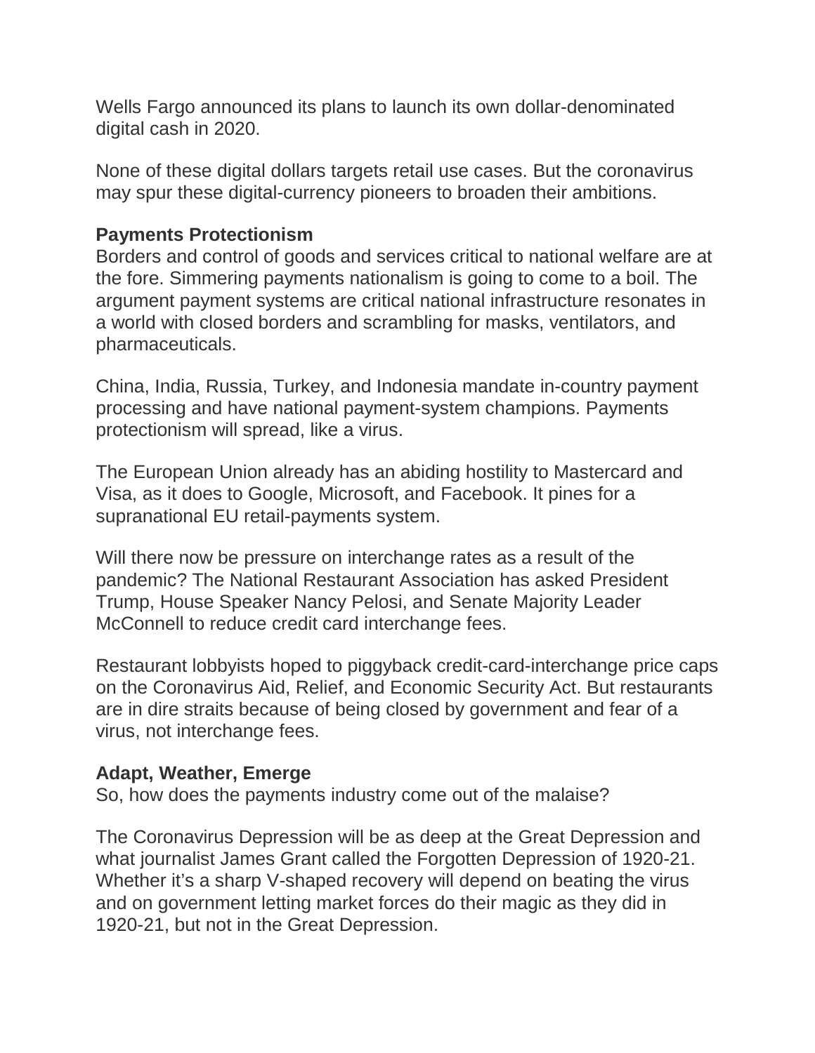Wells Fargo announced its plans to launch its own dollar-denominated digital cash in 2020.

None of these digital dollars targets retail use cases. But the coronavirus may spur these digital-currency pioneers to broaden their ambitions.

**Payments Protectionism**

Borders and control of goods and services critical to national welfare are at the fore. Simmering payments nationalism is going to come to a boil. The argument payment systems are critical national infrastructure resonates in a world with closed borders and scrambling for masks, ventilators, and pharmaceuticals.

China, India, Russia, Turkey, and Indonesia mandate in-country payment processing and have national payment-system champions. Payments protectionism will spread, like a virus.

The European Union already has an abiding hostility to Mastercard and Visa, as it does to Google, Microsoft, and Facebook. It pines for a supranational EU retail-payments system.

Will there now be pressure on interchange rates as a result of the pandemic? The National Restaurant Association has asked President Trump, House Speaker Nancy Pelosi, and Senate Majority Leader McConnell to reduce credit card interchange fees.

Restaurant lobbyists hoped to piggyback credit-card-interchange price caps on the Coronavirus Aid, Relief, and Economic Security Act. But restaurants are in dire straits because of being closed by government and fear of a virus, not interchange fees.

**Adapt, Weather, Emerge**

So, how does the payments industry come out of the malaise?

The Coronavirus Depression will be as deep at the Great Depression and what journalist James Grant called the Forgotten Depression of 1920-21. Whether it's a sharp V-shaped recovery will depend on beating the virus and on government letting market forces do their magic as they did in 1920-21, but not in the Great Depression.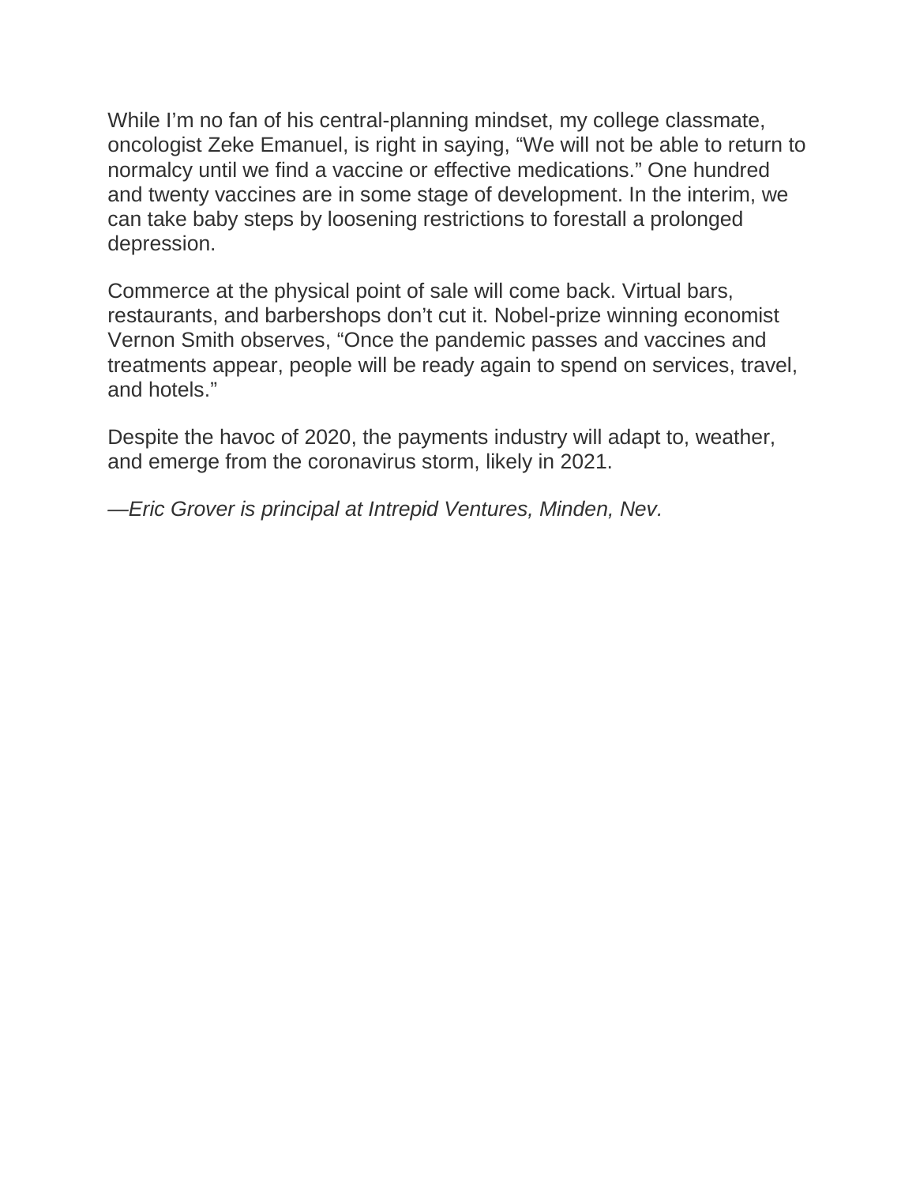While I'm no fan of his central-planning mindset, my college classmate, oncologist Zeke Emanuel, is right in saying, "We will not be able to return to normalcy until we find a vaccine or effective medications." One hundred and twenty vaccines are in some stage of development. In the interim, we can take baby steps by loosening restrictions to forestall a prolonged depression.

Commerce at the physical point of sale will come back. Virtual bars, restaurants, and barbershops don't cut it. Nobel-prize winning economist Vernon Smith observes, "Once the pandemic passes and vaccines and treatments appear, people will be ready again to spend on services, travel, and hotels."

Despite the havoc of 2020, the payments industry will adapt to, weather, and emerge from the coronavirus storm, likely in 2021.

*—Eric Grover is principal at Intrepid Ventures, Minden, Nev.*